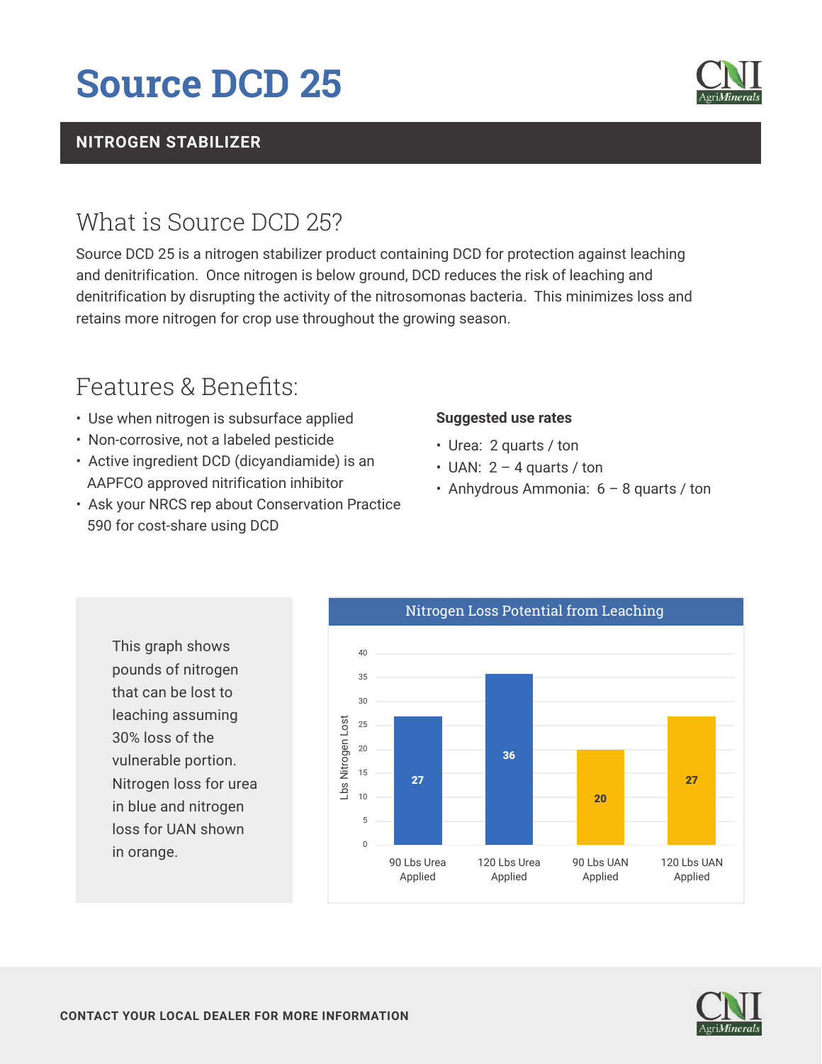# Source DCD 25

**NITROGEN STABILIZER**

## What is Source DCD 25?

Source DCD 25 is a nitrogen stabilizer product containing DCD for protection against leaching and denitrification. Once nitrogen is below ground, DCD reduces the risk of leaching and denitrification by disrupting the activity of the nitrosomonas bacteria. This minimizes loss and retains more nitrogen for crop use throughout the growing season.

## Features & Benefits:

- Use when nitrogen is subsurface applied
- Non-corrosive, not a labeled pesticide
- Active ingredient DCD (dicyandiamide) is an AAPFCO approved nitrification inhibitor
- Ask your NRCS rep about Conservation Practice 590 for cost-share using DCD

**Suggested use rates**

- Urea: 2 quarts / ton
- UAN: 2 – 4 quarts / ton
- Anhydrous Ammonia: 6 – 8 quarts / ton

This graph shows pounds of nitrogen that can be lost to leaching assuming 30% loss of the vulnerable portion. Nitrogen loss for urea in blue and nitrogen loss for UAN shown in orange.

**Nitrogen Loss Potential from Leaching**

| | Lbs Nitrogen Lost |
|---|---|
| 90 Lbs Urea Applied | 27 |
| 120 Lbs Urea Applied | 36 |
| 90 Lbs UAN Applied | 20 |
| 120 Lbs UAN Applied | 27 |

CONTACT YOUR LOCAL DEALER FOR MORE INFORMATION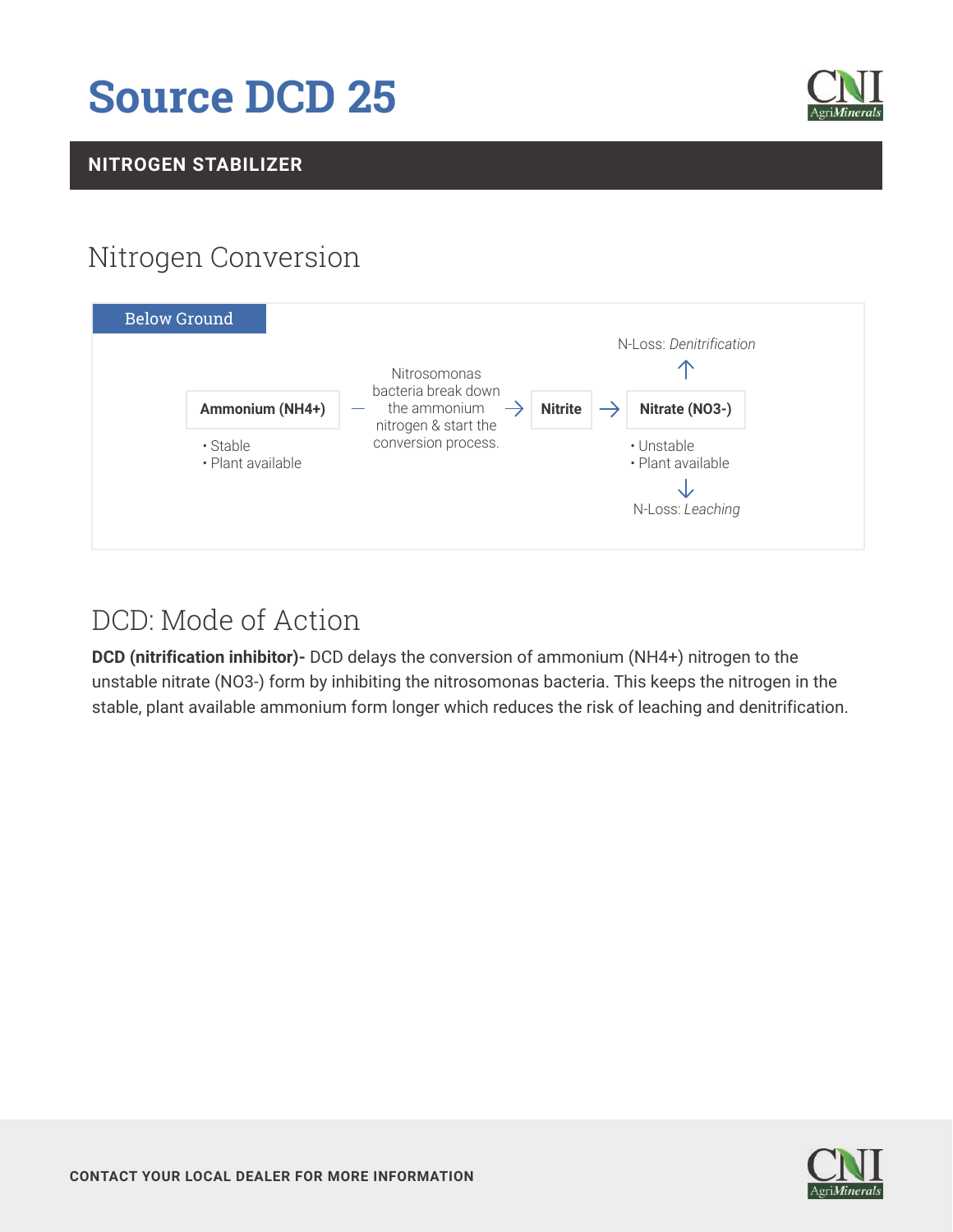# Source DCD 25

**NITROGEN STABILIZER**

## Nitrogen Conversion

Below Ground

N-Loss: *Denitrification*

**Ammonium ($NH_4^+$)** — Nitrosomonas bacteria break down the ammonium nitrogen & start the conversion process. → **Nitrite** → **Nitrate ($NO_3^-$)**

- Stable
- Plant available

- Unstable
- Plant available

N-Loss: *Leaching*

## DCD: Mode of Action

**DCD (nitrification inhibitor)-** DCD delays the conversion of ammonium ($NH_4^+$) nitrogen to the unstable nitrate ($NO_3^-$) form by inhibiting the nitrosomonas bacteria. This keeps the nitrogen in the stable, plant available ammonium form longer which reduces the risk of leaching and denitrification.

**CONTACT YOUR LOCAL DEALER FOR MORE INFORMATION**